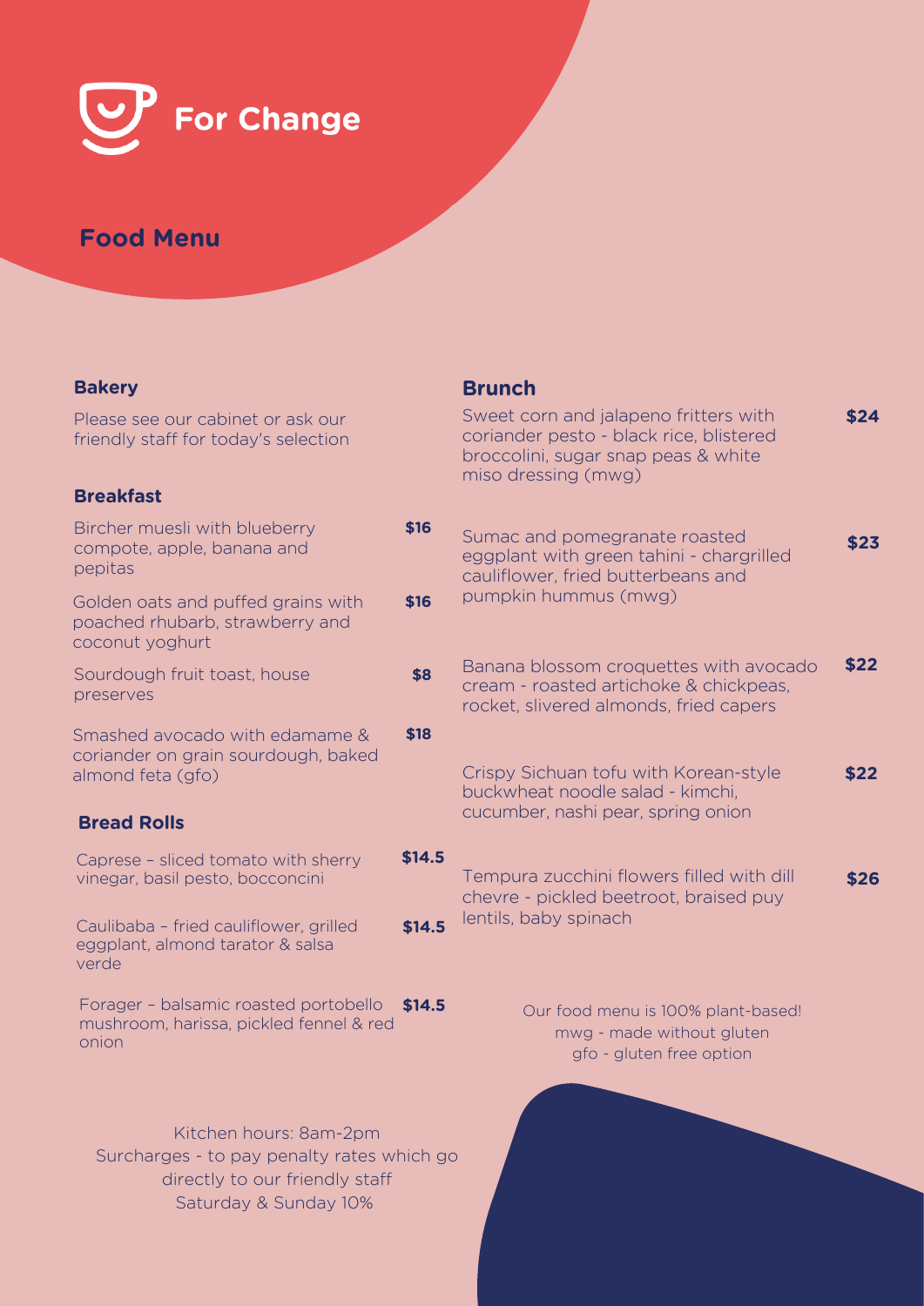# For Change

## Food Menu

### Bakery

Please see our cabinet or ask our friendly staff for today's selection

### Breakfast

Bircher muesli with blueberry compote, apple, banana and pepitas **$16**

Golden oats and puffed grains with poached rhubarb, strawberry and coconut yoghurt **$16**

Sourdough fruit toast, house preserves **$8**

Smashed avocado with edamame & coriander on grain sourdough, baked almond feta (gfo) **$18**

### Bread Rolls

Caprese – sliced tomato with sherry vinegar, basil pesto, bocconcini **$14.5**

Caulibaba – fried cauliflower, grilled eggplant, almond tarator & salsa verde **$14.5**

Forager – balsamic roasted portobello mushroom, harissa, pickled fennel & red onion **$14.5**

### Brunch

Sweet corn and jalapeno fritters with coriander pesto - black rice, blistered broccolini, sugar snap peas & white miso dressing (mwg) **$24**

Sumac and pomegranate roasted eggplant with green tahini - chargrilled cauliflower, fried butterbeans and pumpkin hummus (mwg) **$23**

Banana blossom croquettes with avocado cream - roasted artichoke & chickpeas, rocket, slivered almonds, fried capers **$22**

Crispy Sichuan tofu with Korean-style buckwheat noodle salad - kimchi, cucumber, nashi pear, spring onion **$22**

Tempura zucchini flowers filled with dill chevre - pickled beetroot, braised puy lentils, baby spinach **$26**

Our food menu is 100% plant-based!
mwg - made without gluten
gfo - gluten free option

Kitchen hours: 8am-2pm
Surcharges - to pay penalty rates which go directly to our friendly staff
Saturday & Sunday 10%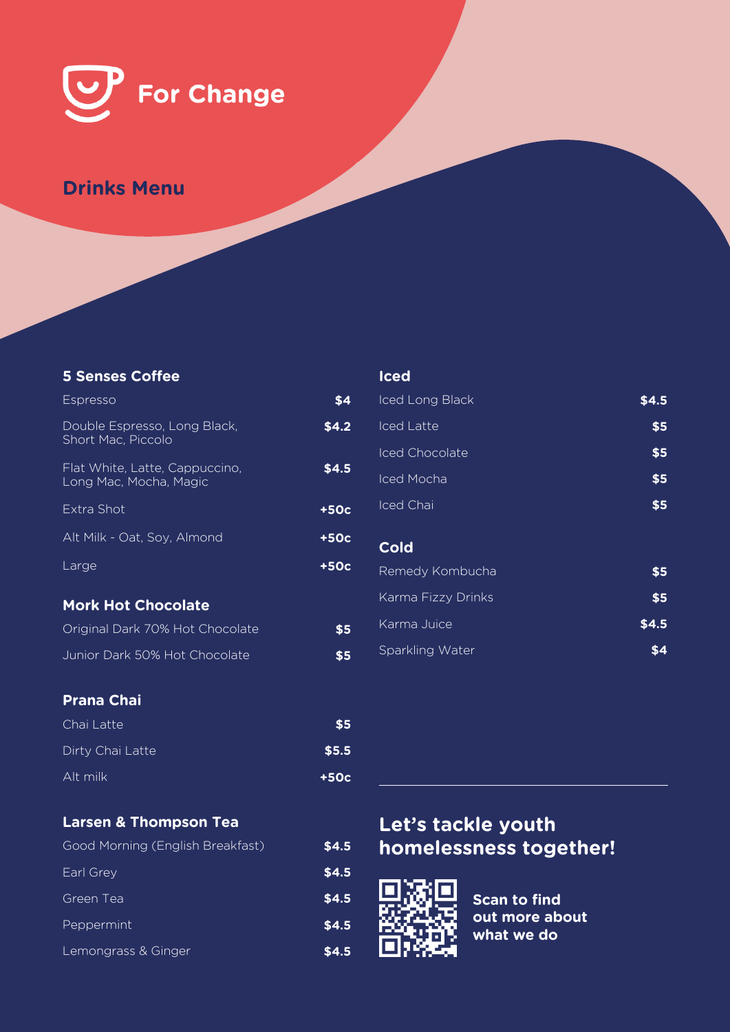# For Change

## Drinks Menu

### 5 Senses Coffee

| | |
|---|---|
| Espresso | $4 |
| Double Espresso, Long Black, Short Mac, Piccolo | $4.2 |
| Flat White, Latte, Cappuccino, Long Mac, Mocha, Magic | $4.5 |
| Extra Shot | +50c |
| Alt Milk - Oat, Soy, Almond | +50c |
| Large | +50c |

### Mork Hot Chocolate

| | |
|---|---|
| Original Dark 70% Hot Chocolate | $5 |
| Junior Dark 50% Hot Chocolate | $5 |

### Prana Chai

| | |
|---|---|
| Chai Latte | $5 |
| Dirty Chai Latte | $5.5 |
| Alt milk | +50c |

### Larsen & Thompson Tea

| | |
|---|---|
| Good Morning (English Breakfast) | $4.5 |
| Earl Grey | $4.5 |
| Green Tea | $4.5 |
| Peppermint | $4.5 |
| Lemongrass & Ginger | $4.5 |

### Iced

| | |
|---|---|
| Iced Long Black | $4.5 |
| Iced Latte | $5 |
| Iced Chocolate | $5 |
| Iced Mocha | $5 |
| Iced Chai | $5 |

### Cold

| | |
|---|---|
| Remedy Kombucha | $5 |
| Karma Fizzy Drinks | $5 |
| Karma Juice | $4.5 |
| Sparkling Water | $4 |

## Let's tackle youth homelessness together!

**Scan to find out more about what we do**